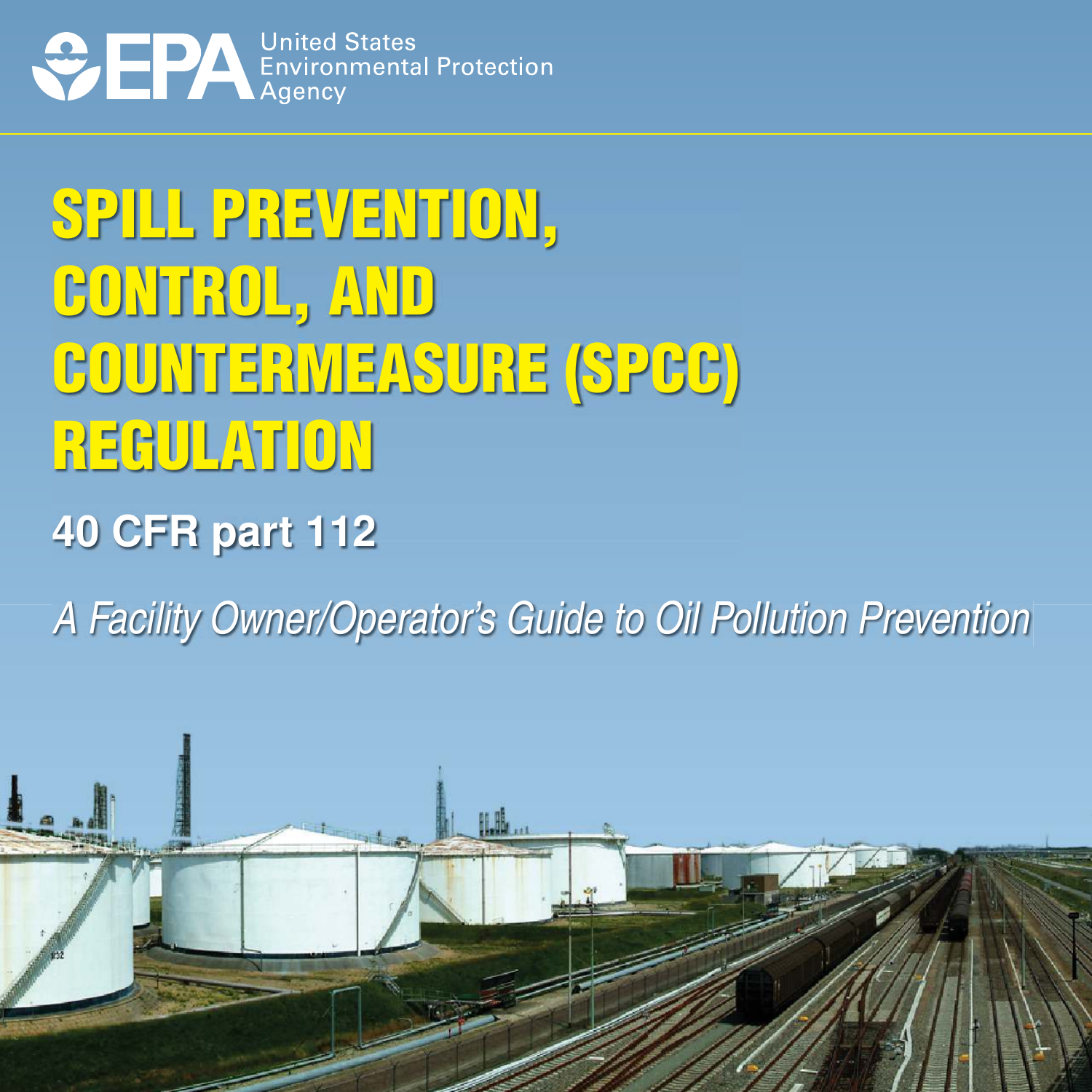United States Environmental Protection Agency

# SPILL PREVENTION, CONTROL, AND COUNTERMEASURE (SPCC) REGULATION

## 40 CFR part 112

*A Facility Owner/Operator's Guide to Oil Pollution Prevention*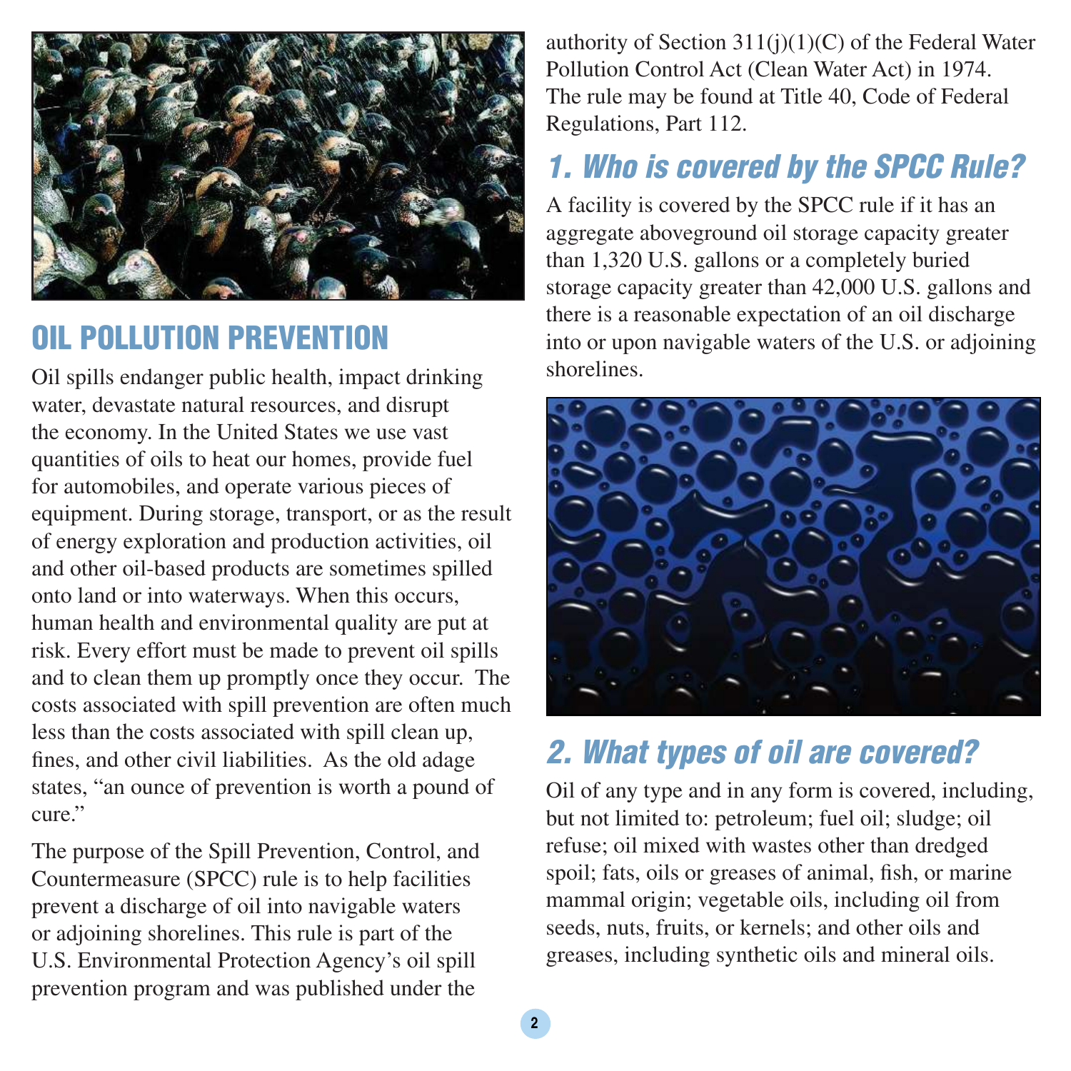## OIL POLLUTION PREVENTION

Oil spills endanger public health, impact drinking water, devastate natural resources, and disrupt the economy. In the United States we use vast quantities of oils to heat our homes, provide fuel for automobiles, and operate various pieces of equipment. During storage, transport, or as the result of energy exploration and production activities, oil and other oil-based products are sometimes spilled onto land or into waterways. When this occurs, human health and environmental quality are put at risk. Every effort must be made to prevent oil spills and to clean them up promptly once they occur. The costs associated with spill prevention are often much less than the costs associated with spill clean up, fines, and other civil liabilities. As the old adage states, "an ounce of prevention is worth a pound of cure."

The purpose of the Spill Prevention, Control, and Countermeasure (SPCC) rule is to help facilities prevent a discharge of oil into navigable waters or adjoining shorelines. This rule is part of the U.S. Environmental Protection Agency's oil spill prevention program and was published under the authority of Section 311(j)(1)(C) of the Federal Water Pollution Control Act (Clean Water Act) in 1974. The rule may be found at Title 40, Code of Federal Regulations, Part 112.

### *1. Who is covered by the SPCC Rule?*

A facility is covered by the SPCC rule if it has an aggregate aboveground oil storage capacity greater than 1,320 U.S. gallons or a completely buried storage capacity greater than 42,000 U.S. gallons and there is a reasonable expectation of an oil discharge into or upon navigable waters of the U.S. or adjoining shorelines.

### *2. What types of oil are covered?*

Oil of any type and in any form is covered, including, but not limited to: petroleum; fuel oil; sludge; oil refuse; oil mixed with wastes other than dredged spoil; fats, oils or greases of animal, fish, or marine mammal origin; vegetable oils, including oil from seeds, nuts, fruits, or kernels; and other oils and greases, including synthetic oils and mineral oils.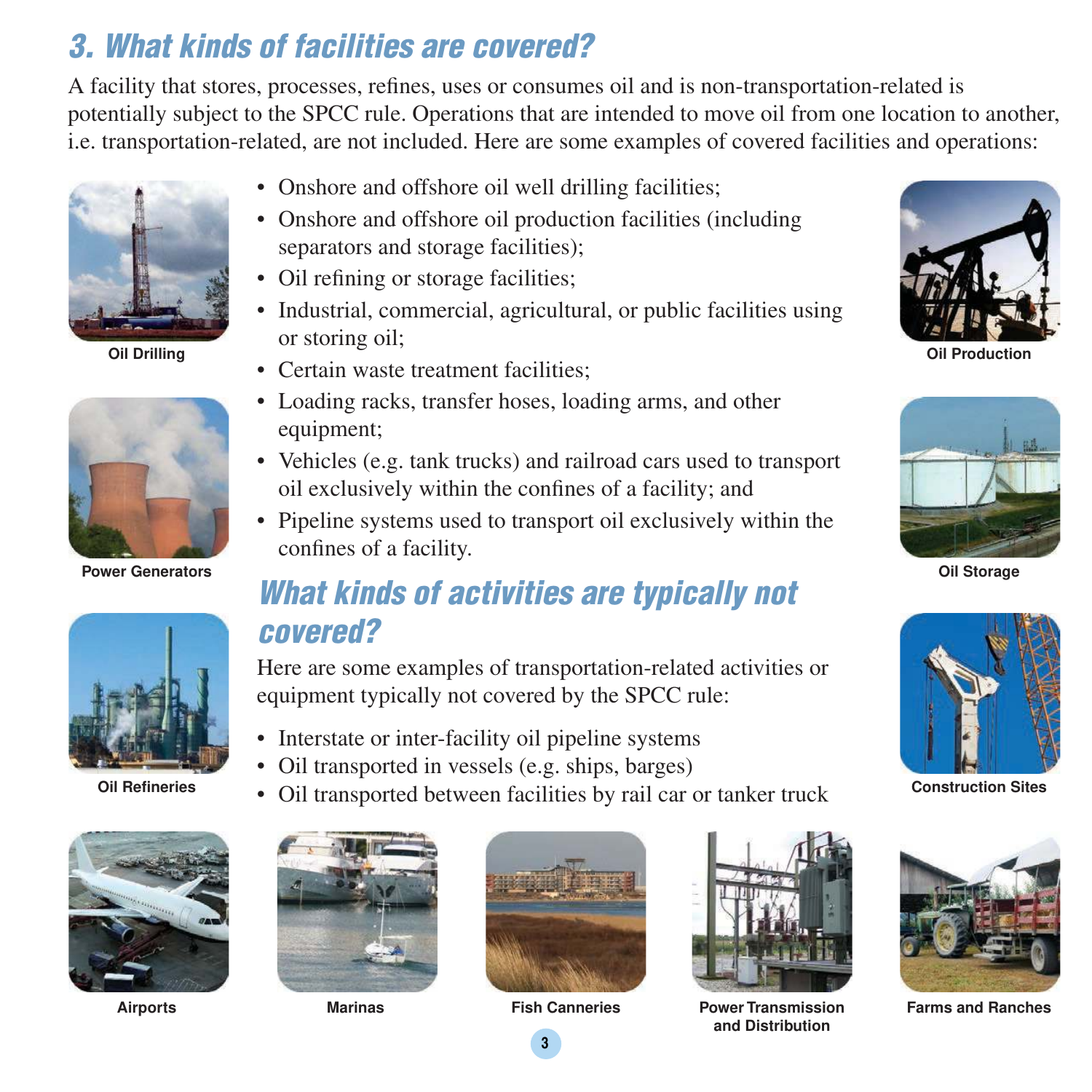## 3. What kinds of facilities are covered?

A facility that stores, processes, refines, uses or consumes oil and is non-transportation-related is potentially subject to the SPCC rule. Operations that are intended to move oil from one location to another, i.e. transportation-related, are not included. Here are some examples of covered facilities and operations:

- Onshore and offshore oil well drilling facilities;
- Onshore and offshore oil production facilities (including separators and storage facilities);
- Oil refining or storage facilities;
- Industrial, commercial, agricultural, or public facilities using or storing oil;
- Certain waste treatment facilities;
- Loading racks, transfer hoses, loading arms, and other equipment;
- Vehicles (e.g. tank trucks) and railroad cars used to transport oil exclusively within the confines of a facility; and
- Pipeline systems used to transport oil exclusively within the confines of a facility.

Oil Drilling

Power Generators

Oil Refineries

Oil Production

Oil Storage

Construction Sites

## What kinds of activities are typically not covered?

Here are some examples of transportation-related activities or equipment typically not covered by the SPCC rule:

- Interstate or inter-facility oil pipeline systems
- Oil transported in vessels (e.g. ships, barges)
- Oil transported between facilities by rail car or tanker truck

Airports

Marinas

Fish Canneries

Power Transmission and Distribution

Farms and Ranches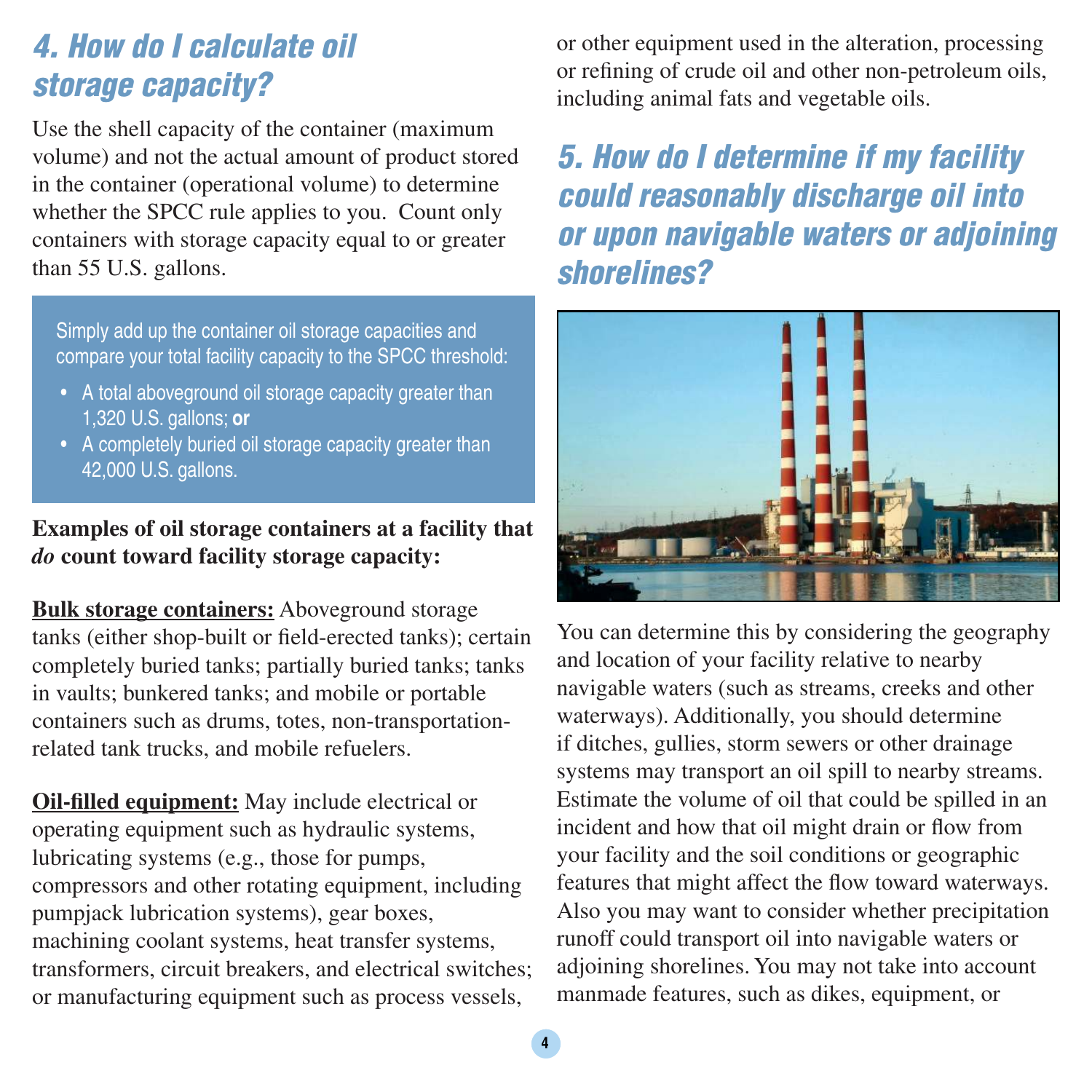## 4. How do I calculate oil storage capacity?

Use the shell capacity of the container (maximum volume) and not the actual amount of product stored in the container (operational volume) to determine whether the SPCC rule applies to you. Count only containers with storage capacity equal to or greater than 55 U.S. gallons.

Simply add up the container oil storage capacities and compare your total facility capacity to the SPCC threshold:

- A total aboveground oil storage capacity greater than 1,320 U.S. gallons; **or**
- A completely buried oil storage capacity greater than 42,000 U.S. gallons.

**Examples of oil storage containers at a facility that *do* count toward facility storage capacity:**

**Bulk storage containers:** Aboveground storage tanks (either shop-built or field-erected tanks); certain completely buried tanks; partially buried tanks; tanks in vaults; bunkered tanks; and mobile or portable containers such as drums, totes, non-transportation-related tank trucks, and mobile refuelers.

**Oil-filled equipment:** May include electrical or operating equipment such as hydraulic systems, lubricating systems (e.g., those for pumps, compressors and other rotating equipment, including pumpjack lubrication systems), gear boxes, machining coolant systems, heat transfer systems, transformers, circuit breakers, and electrical switches; or manufacturing equipment such as process vessels, or other equipment used in the alteration, processing or refining of crude oil and other non-petroleum oils, including animal fats and vegetable oils.

## 5. How do I determine if my facility could reasonably discharge oil into or upon navigable waters or adjoining shorelines?

You can determine this by considering the geography and location of your facility relative to nearby navigable waters (such as streams, creeks and other waterways). Additionally, you should determine if ditches, gullies, storm sewers or other drainage systems may transport an oil spill to nearby streams. Estimate the volume of oil that could be spilled in an incident and how that oil might drain or flow from your facility and the soil conditions or geographic features that might affect the flow toward waterways. Also you may want to consider whether precipitation runoff could transport oil into navigable waters or adjoining shorelines. You may not take into account manmade features, such as dikes, equipment, or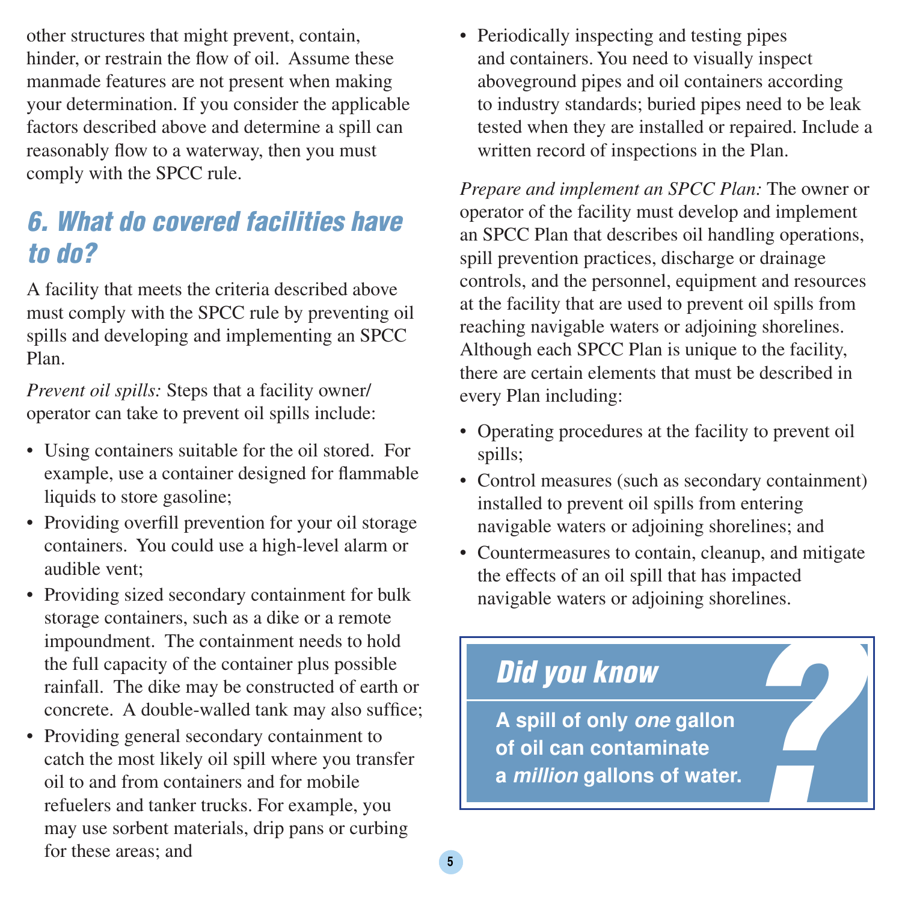other structures that might prevent, contain, hinder, or restrain the flow of oil. Assume these manmade features are not present when making your determination. If you consider the applicable factors described above and determine a spill can reasonably flow to a waterway, then you must comply with the SPCC rule.

## 6. What do covered facilities have to do?

A facility that meets the criteria described above must comply with the SPCC rule by preventing oil spills and developing and implementing an SPCC Plan.

*Prevent oil spills:* Steps that a facility owner/operator can take to prevent oil spills include:

- Using containers suitable for the oil stored. For example, use a container designed for flammable liquids to store gasoline;
- Providing overfill prevention for your oil storage containers. You could use a high-level alarm or audible vent;
- Providing sized secondary containment for bulk storage containers, such as a dike or a remote impoundment. The containment needs to hold the full capacity of the container plus possible rainfall. The dike may be constructed of earth or concrete. A double-walled tank may also suffice;
- Providing general secondary containment to catch the most likely oil spill where you transfer oil to and from containers and for mobile refuelers and tanker trucks. For example, you may use sorbent materials, drip pans or curbing for these areas; and
- Periodically inspecting and testing pipes and containers. You need to visually inspect aboveground pipes and oil containers according to industry standards; buried pipes need to be leak tested when they are installed or repaired. Include a written record of inspections in the Plan.

*Prepare and implement an SPCC Plan:* The owner or operator of the facility must develop and implement an SPCC Plan that describes oil handling operations, spill prevention practices, discharge or drainage controls, and the personnel, equipment and resources at the facility that are used to prevent oil spills from reaching navigable waters or adjoining shorelines. Although each SPCC Plan is unique to the facility, there are certain elements that must be described in every Plan including:

- Operating procedures at the facility to prevent oil spills;
- Control measures (such as secondary containment) installed to prevent oil spills from entering navigable waters or adjoining shorelines; and
- Countermeasures to contain, cleanup, and mitigate the effects of an oil spill that has impacted navigable waters or adjoining shorelines.

> **Did you know?**
>
> **A spill of only *one* gallon of oil can contaminate a *million* gallons of water.**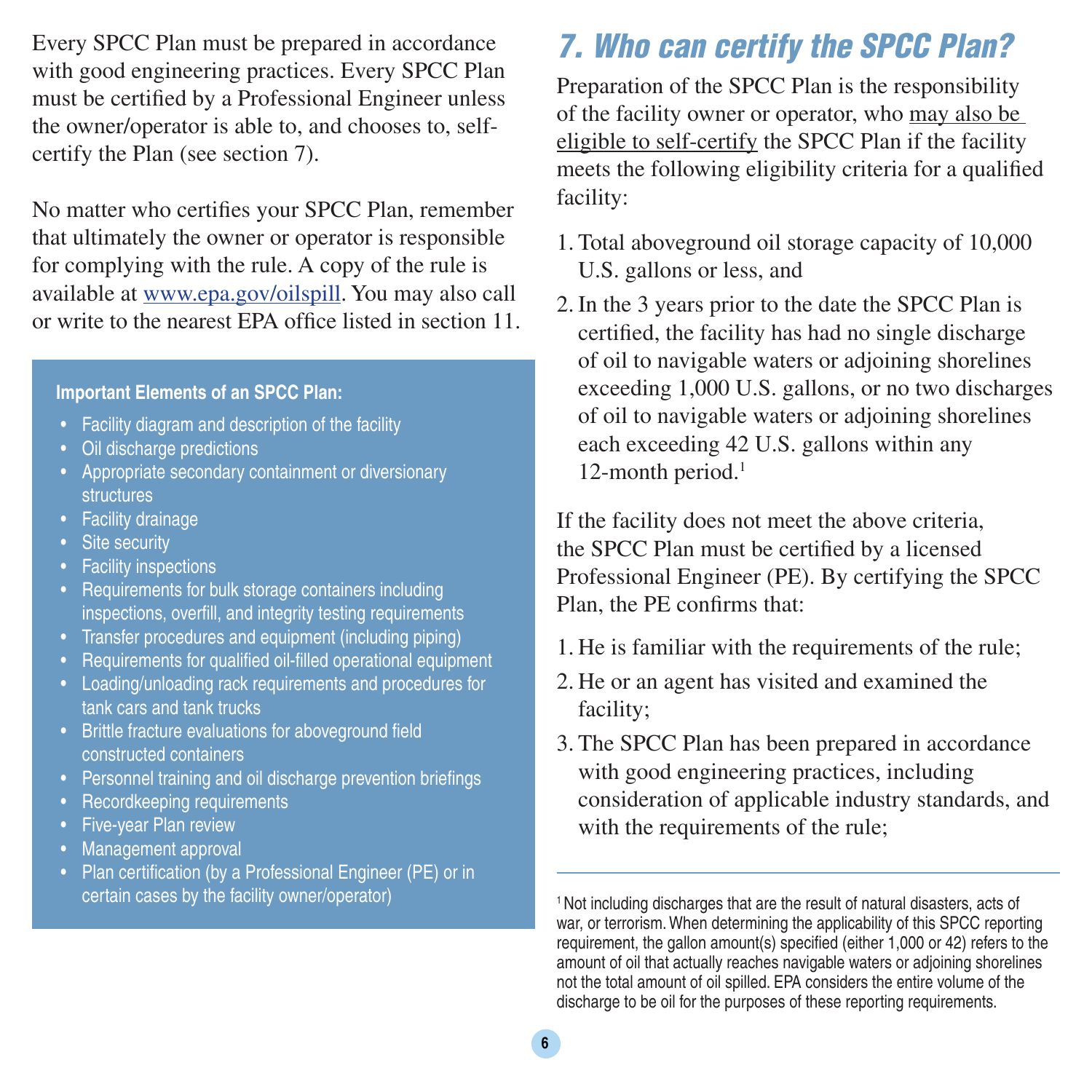Every SPCC Plan must be prepared in accordance with good engineering practices. Every SPCC Plan must be certified by a Professional Engineer unless the owner/operator is able to, and chooses to, self-certify the Plan (see section 7).

No matter who certifies your SPCC Plan, remember that ultimately the owner or operator is responsible for complying with the rule. A copy of the rule is available at www.epa.gov/oilspill. You may also call or write to the nearest EPA office listed in section 11.

**Important Elements of an SPCC Plan:**

- Facility diagram and description of the facility
- Oil discharge predictions
- Appropriate secondary containment or diversionary structures
- Facility drainage
- Site security
- Facility inspections
- Requirements for bulk storage containers including inspections, overfill, and integrity testing requirements
- Transfer procedures and equipment (including piping)
- Requirements for qualified oil-filled operational equipment
- Loading/unloading rack requirements and procedures for tank cars and tank trucks
- Brittle fracture evaluations for aboveground field constructed containers
- Personnel training and oil discharge prevention briefings
- Recordkeeping requirements
- Five-year Plan review
- Management approval
- Plan certification (by a Professional Engineer (PE) or in certain cases by the facility owner/operator)

## *7. Who can certify the SPCC Plan?*

Preparation of the SPCC Plan is the responsibility of the facility owner or operator, who may also be eligible to self-certify the SPCC Plan if the facility meets the following eligibility criteria for a qualified facility:

1. Total aboveground oil storage capacity of 10,000 U.S. gallons or less, and
2. In the 3 years prior to the date the SPCC Plan is certified, the facility has had no single discharge of oil to navigable waters or adjoining shorelines exceeding 1,000 U.S. gallons, or no two discharges of oil to navigable waters or adjoining shorelines each exceeding 42 U.S. gallons within any 12-month period.[1]

If the facility does not meet the above criteria, the SPCC Plan must be certified by a licensed Professional Engineer (PE). By certifying the SPCC Plan, the PE confirms that:

1. He is familiar with the requirements of the rule;
2. He or an agent has visited and examined the facility;
3. The SPCC Plan has been prepared in accordance with good engineering practices, including consideration of applicable industry standards, and with the requirements of the rule;

[1] Not including discharges that are the result of natural disasters, acts of war, or terrorism. When determining the applicability of this SPCC reporting requirement, the gallon amount(s) specified (either 1,000 or 42) refers to the amount of oil that actually reaches navigable waters or adjoining shorelines not the total amount of oil spilled. EPA considers the entire volume of the discharge to be oil for the purposes of these reporting requirements.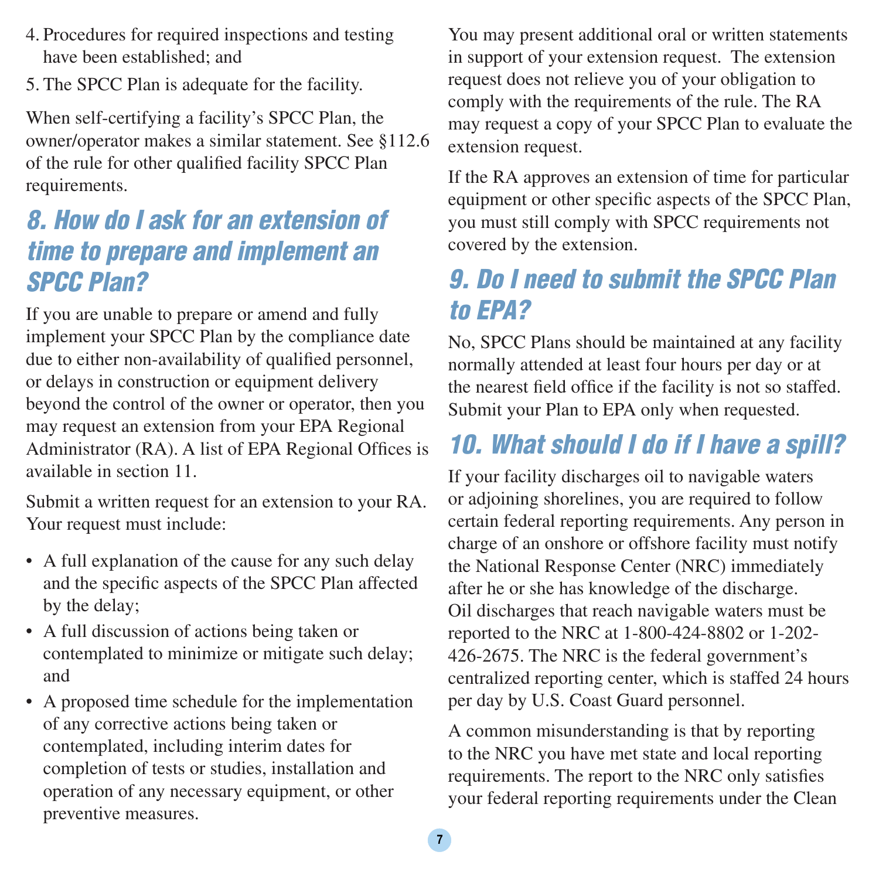4. Procedures for required inspections and testing have been established; and
5. The SPCC Plan is adequate for the facility.

When self-certifying a facility's SPCC Plan, the owner/operator makes a similar statement. See §112.6 of the rule for other qualified facility SPCC Plan requirements.

## 8. How do I ask for an extension of time to prepare and implement an SPCC Plan?

If you are unable to prepare or amend and fully implement your SPCC Plan by the compliance date due to either non-availability of qualified personnel, or delays in construction or equipment delivery beyond the control of the owner or operator, then you may request an extension from your EPA Regional Administrator (RA). A list of EPA Regional Offices is available in section 11.

Submit a written request for an extension to your RA. Your request must include:

- A full explanation of the cause for any such delay and the specific aspects of the SPCC Plan affected by the delay;
- A full discussion of actions being taken or contemplated to minimize or mitigate such delay; and
- A proposed time schedule for the implementation of any corrective actions being taken or contemplated, including interim dates for completion of tests or studies, installation and operation of any necessary equipment, or other preventive measures.

You may present additional oral or written statements in support of your extension request. The extension request does not relieve you of your obligation to comply with the requirements of the rule. The RA may request a copy of your SPCC Plan to evaluate the extension request.

If the RA approves an extension of time for particular equipment or other specific aspects of the SPCC Plan, you must still comply with SPCC requirements not covered by the extension.

## 9. Do I need to submit the SPCC Plan to EPA?

No, SPCC Plans should be maintained at any facility normally attended at least four hours per day or at the nearest field office if the facility is not so staffed. Submit your Plan to EPA only when requested.

## 10. What should I do if I have a spill?

If your facility discharges oil to navigable waters or adjoining shorelines, you are required to follow certain federal reporting requirements. Any person in charge of an onshore or offshore facility must notify the National Response Center (NRC) immediately after he or she has knowledge of the discharge. Oil discharges that reach navigable waters must be reported to the NRC at 1-800-424-8802 or 1-202-426-2675. The NRC is the federal government's centralized reporting center, which is staffed 24 hours per day by U.S. Coast Guard personnel.

A common misunderstanding is that by reporting to the NRC you have met state and local reporting requirements. The report to the NRC only satisfies your federal reporting requirements under the Clean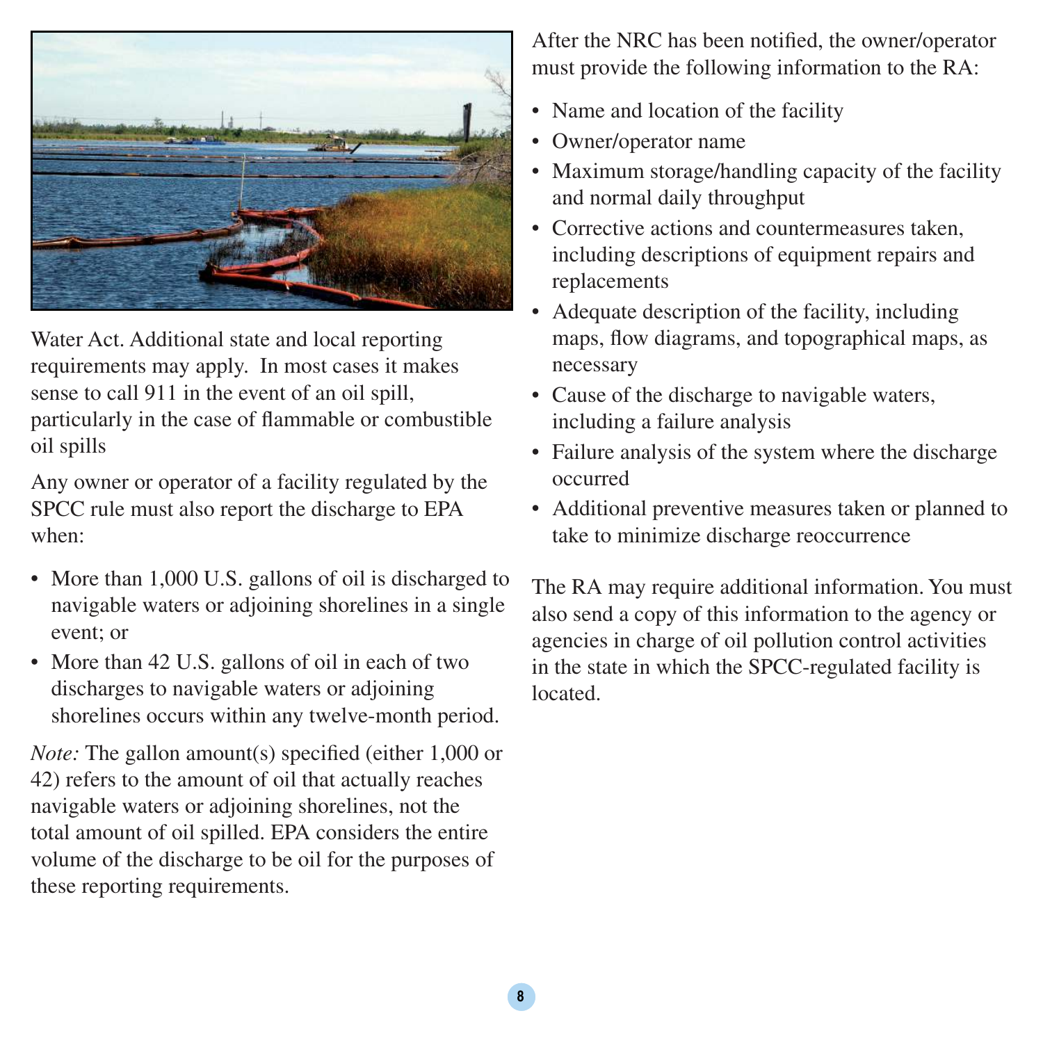Water Act. Additional state and local reporting requirements may apply. In most cases it makes sense to call 911 in the event of an oil spill, particularly in the case of flammable or combustible oil spills

Any owner or operator of a facility regulated by the SPCC rule must also report the discharge to EPA when:

- More than 1,000 U.S. gallons of oil is discharged to navigable waters or adjoining shorelines in a single event; or
- More than 42 U.S. gallons of oil in each of two discharges to navigable waters or adjoining shorelines occurs within any twelve-month period.

*Note:* The gallon amount(s) specified (either 1,000 or 42) refers to the amount of oil that actually reaches navigable waters or adjoining shorelines, not the total amount of oil spilled. EPA considers the entire volume of the discharge to be oil for the purposes of these reporting requirements.

After the NRC has been notified, the owner/operator must provide the following information to the RA:

- Name and location of the facility
- Owner/operator name
- Maximum storage/handling capacity of the facility and normal daily throughput
- Corrective actions and countermeasures taken, including descriptions of equipment repairs and replacements
- Adequate description of the facility, including maps, flow diagrams, and topographical maps, as necessary
- Cause of the discharge to navigable waters, including a failure analysis
- Failure analysis of the system where the discharge occurred
- Additional preventive measures taken or planned to take to minimize discharge reoccurrence

The RA may require additional information. You must also send a copy of this information to the agency or agencies in charge of oil pollution control activities in the state in which the SPCC-regulated facility is located.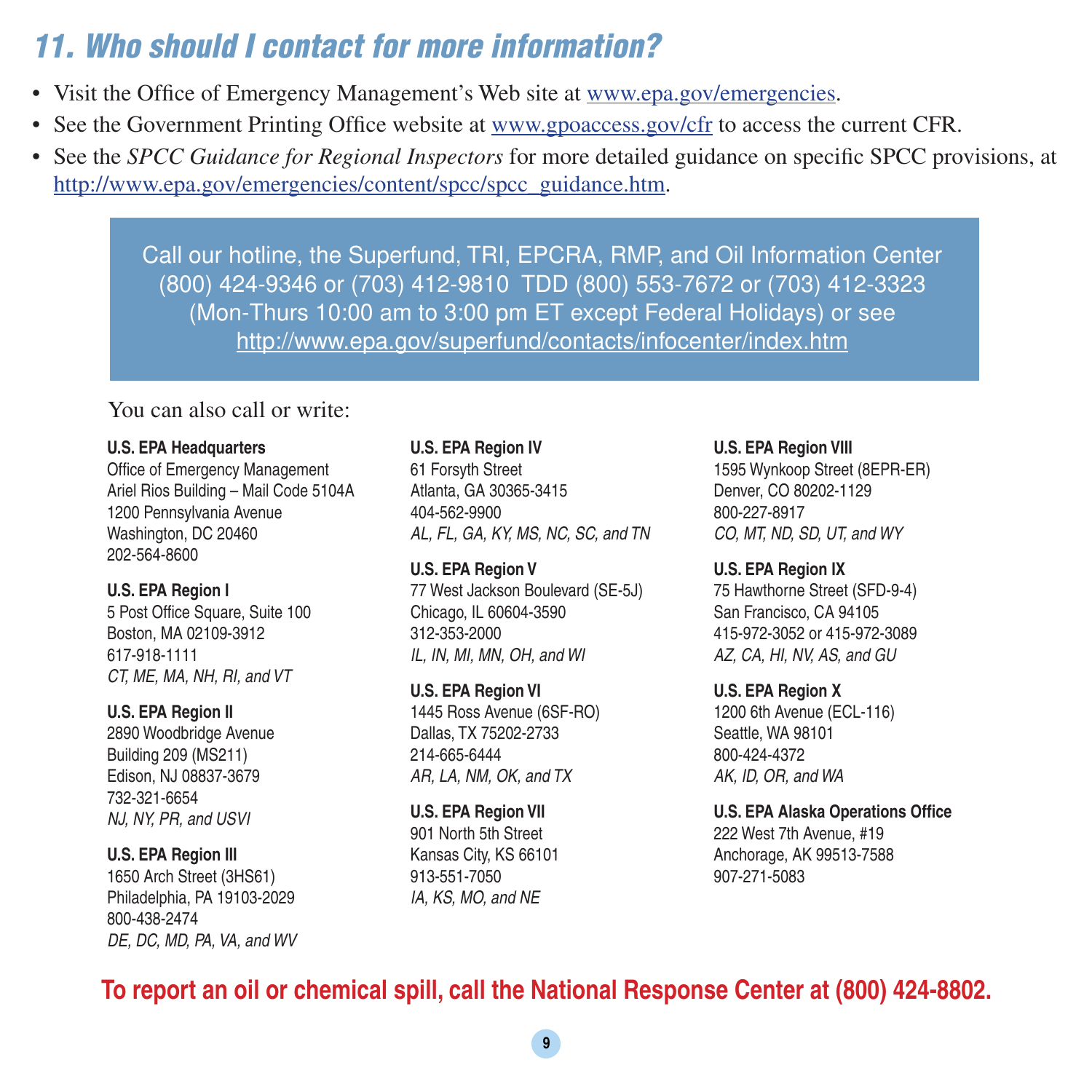## 11. Who should I contact for more information?

- Visit the Office of Emergency Management's Web site at www.epa.gov/emergencies.
- See the Government Printing Office website at www.gpoaccess.gov/cfr to access the current CFR.
- See the *SPCC Guidance for Regional Inspectors* for more detailed guidance on specific SPCC provisions, at http://www.epa.gov/emergencies/content/spcc/spcc_guidance.htm.

Call our hotline, the Superfund, TRI, EPCRA, RMP, and Oil Information Center
(800) 424-9346 or (703) 412-9810 TDD (800) 553-7672 or (703) 412-3323
(Mon-Thurs 10:00 am to 3:00 pm ET except Federal Holidays) or see
http://www.epa.gov/superfund/contacts/infocenter/index.htm

You can also call or write:

**U.S. EPA Headquarters**
Office of Emergency Management
Ariel Rios Building – Mail Code 5104A
1200 Pennsylvania Avenue
Washington, DC 20460
202-564-8600

**U.S. EPA Region I**
5 Post Office Square, Suite 100
Boston, MA 02109-3912
617-918-1111
*CT, ME, MA, NH, RI, and VT*

**U.S. EPA Region II**
2890 Woodbridge Avenue
Building 209 (MS211)
Edison, NJ 08837-3679
732-321-6654
*NJ, NY, PR, and USVI*

**U.S. EPA Region III**
1650 Arch Street (3HS61)
Philadelphia, PA 19103-2029
800-438-2474
*DE, DC, MD, PA, VA, and WV*

**U.S. EPA Region IV**
61 Forsyth Street
Atlanta, GA 30365-3415
404-562-9900
*AL, FL, GA, KY, MS, NC, SC, and TN*

**U.S. EPA Region V**
77 West Jackson Boulevard (SE-5J)
Chicago, IL 60604-3590
312-353-2000
*IL, IN, MI, MN, OH, and WI*

**U.S. EPA Region VI**
1445 Ross Avenue (6SF-RO)
Dallas, TX 75202-2733
214-665-6444
*AR, LA, NM, OK, and TX*

**U.S. EPA Region VII**
901 North 5th Street
Kansas City, KS 66101
913-551-7050
*IA, KS, MO, and NE*

**U.S. EPA Region VIII**
1595 Wynkoop Street (8EPR-ER)
Denver, CO 80202-1129
800-227-8917
*CO, MT, ND, SD, UT, and WY*

**U.S. EPA Region IX**
75 Hawthorne Street (SFD-9-4)
San Francisco, CA 94105
415-972-3052 or 415-972-3089
*AZ, CA, HI, NV, AS, and GU*

**U.S. EPA Region X**
1200 6th Avenue (ECL-116)
Seattle, WA 98101
800-424-4372
*AK, ID, OR, and WA*

**U.S. EPA Alaska Operations Office**
222 West 7th Avenue, #19
Anchorage, AK 99513-7588
907-271-5083

**To report an oil or chemical spill, call the National Response Center at (800) 424-8802.**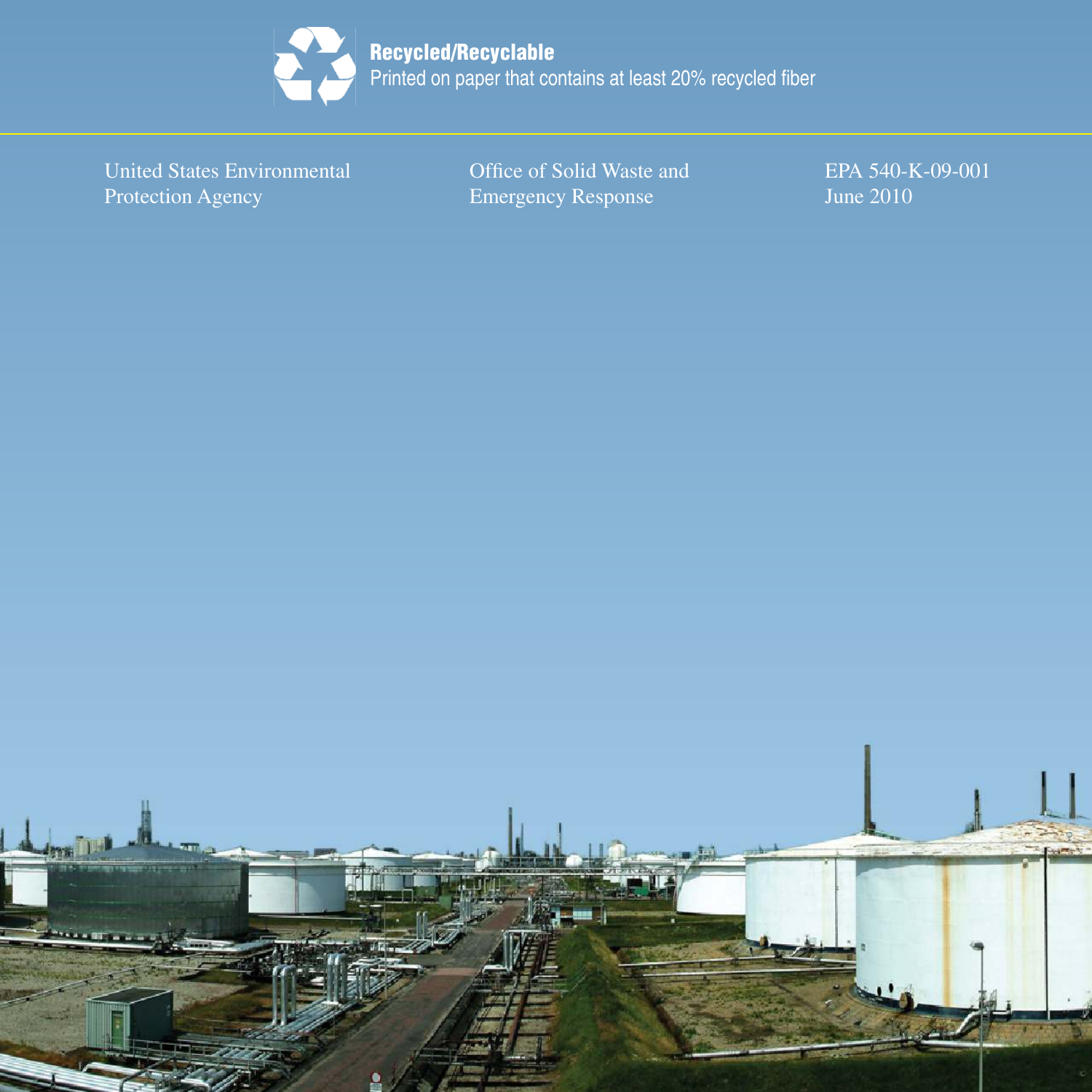**Recycled/Recyclable**
Printed on paper that contains at least 20% recycled fiber

United States Environmental Protection Agency

Office of Solid Waste and Emergency Response

EPA 540-K-09-001
June 2010